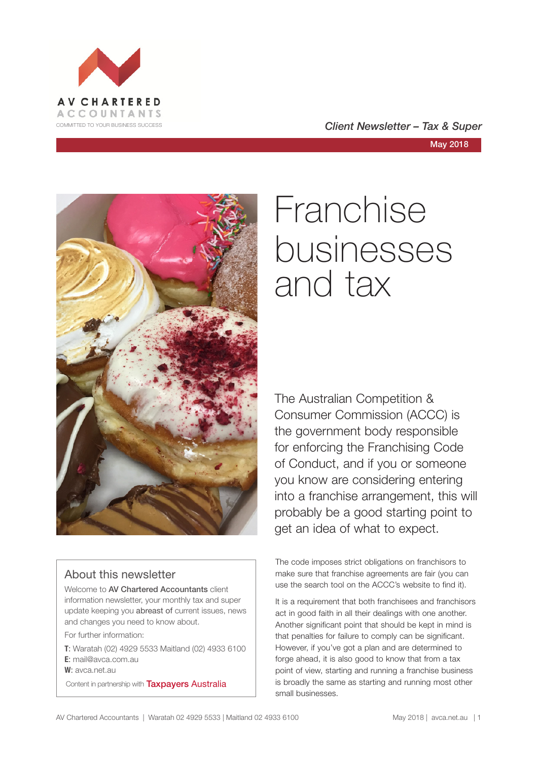AV CHARTERED ACCOUNTANTS

COMMITTED TO YOUR BUSINESS SUCCESS

*Client Newsletter – Tax & Super*

**May 2018**

# Franchise businesses and tax

The Australian Competition & Consumer Commission (ACCC) is the government body responsible for enforcing the Franchising Code of Conduct, and if you or someone you know are considering entering into a franchise arrangement, this will probably be a good starting point to get an idea of what to expect.

The code imposes strict obligations on franchisors to make sure that franchise agreements are fair (you can use the search tool on the ACCC's website to find it).

It is a requirement that both franchisees and franchisors act in good faith in all their dealings with one another. Another significant point that should be kept in mind is that penalties for failure to comply can be significant. However, if you've got a plan and are determined to forge ahead, it is also good to know that from a tax point of view, starting and running a franchise business is broadly the same as starting and running most other small businesses.

## About this newsletter

Welcome to **AV Chartered Accountants** client information newsletter, your monthly tax and super update keeping you abreast of current issues, news and changes you need to know about.

For further information:

**T**: Waratah (02) 4929 5533 Maitland (02) 4933 6100
**E**: mail@avca.com.au
**W**: avca.net.au

Content in partnership with Taxpayers Australia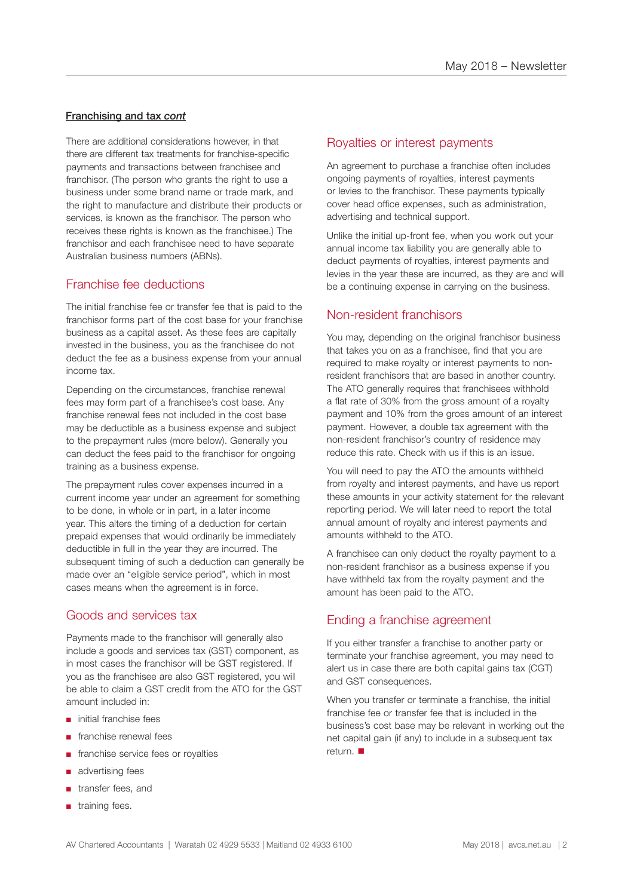**Franchising and tax *cont***

There are additional considerations however, in that there are different tax treatments for franchise-specific payments and transactions between franchisee and franchisor. (The person who grants the right to use a business under some brand name or trade mark, and the right to manufacture and distribute their products or services, is known as the franchisor. The person who receives these rights is known as the franchisee.) The franchisor and each franchisee need to have separate Australian business numbers (ABNs).

## Franchise fee deductions

The initial franchise fee or transfer fee that is paid to the franchisor forms part of the cost base for your franchise business as a capital asset. As these fees are capitally invested in the business, you as the franchisee do not deduct the fee as a business expense from your annual income tax.

Depending on the circumstances, franchise renewal fees may form part of a franchisee's cost base. Any franchise renewal fees not included in the cost base may be deductible as a business expense and subject to the prepayment rules (more below). Generally you can deduct the fees paid to the franchisor for ongoing training as a business expense.

The prepayment rules cover expenses incurred in a current income year under an agreement for something to be done, in whole or in part, in a later income year. This alters the timing of a deduction for certain prepaid expenses that would ordinarily be immediately deductible in full in the year they are incurred. The subsequent timing of such a deduction can generally be made over an "eligible service period", which in most cases means when the agreement is in force.

## Goods and services tax

Payments made to the franchisor will generally also include a goods and services tax (GST) component, as in most cases the franchisor will be GST registered. If you as the franchisee are also GST registered, you will be able to claim a GST credit from the ATO for the GST amount included in:

- initial franchise fees
- franchise renewal fees
- franchise service fees or royalties
- advertising fees
- transfer fees, and
- training fees.

## Royalties or interest payments

An agreement to purchase a franchise often includes ongoing payments of royalties, interest payments or levies to the franchisor. These payments typically cover head office expenses, such as administration, advertising and technical support.

Unlike the initial up-front fee, when you work out your annual income tax liability you are generally able to deduct payments of royalties, interest payments and levies in the year these are incurred, as they are and will be a continuing expense in carrying on the business.

## Non-resident franchisors

You may, depending on the original franchisor business that takes you on as a franchisee, find that you are required to make royalty or interest payments to non-resident franchisors that are based in another country. The ATO generally requires that franchisees withhold a flat rate of 30% from the gross amount of a royalty payment and 10% from the gross amount of an interest payment. However, a double tax agreement with the non-resident franchisor's country of residence may reduce this rate. Check with us if this is an issue.

You will need to pay the ATO the amounts withheld from royalty and interest payments, and have us report these amounts in your activity statement for the relevant reporting period. We will later need to report the total annual amount of royalty and interest payments and amounts withheld to the ATO.

A franchisee can only deduct the royalty payment to a non-resident franchisor as a business expense if you have withheld tax from the royalty payment and the amount has been paid to the ATO.

## Ending a franchise agreement

If you either transfer a franchise to another party or terminate your franchise agreement, you may need to alert us in case there are both capital gains tax (CGT) and GST consequences.

When you transfer or terminate a franchise, the initial franchise fee or transfer fee that is included in the business's cost base may be relevant in working out the net capital gain (if any) to include in a subsequent tax return. ■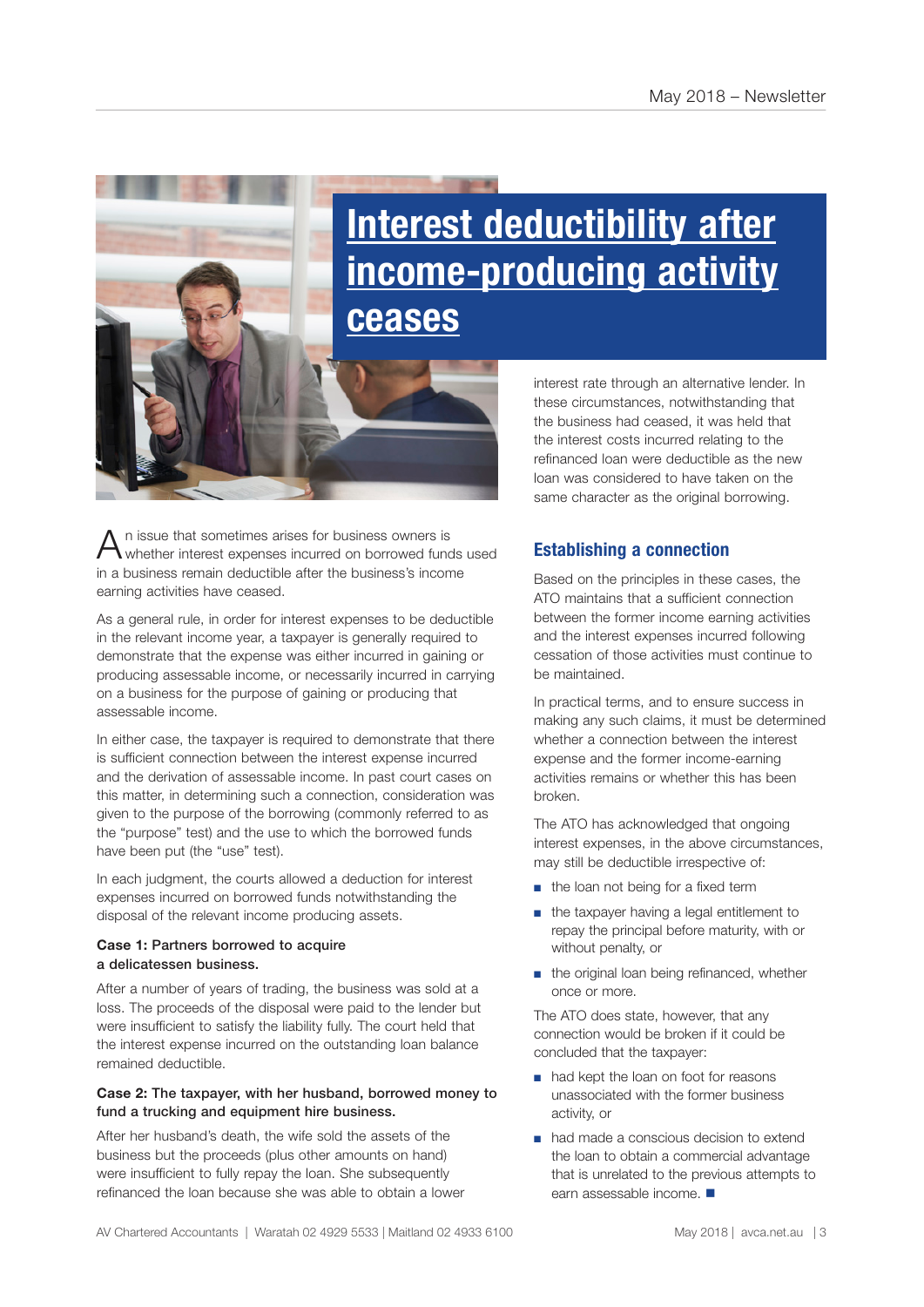# Interest deductibility after income-producing activity ceases

An issue that sometimes arises for business owners is whether interest expenses incurred on borrowed funds used in a business remain deductible after the business's income earning activities have ceased.

As a general rule, in order for interest expenses to be deductible in the relevant income year, a taxpayer is generally required to demonstrate that the expense was either incurred in gaining or producing assessable income, or necessarily incurred in carrying on a business for the purpose of gaining or producing that assessable income.

In either case, the taxpayer is required to demonstrate that there is sufficient connection between the interest expense incurred and the derivation of assessable income. In past court cases on this matter, in determining such a connection, consideration was given to the purpose of the borrowing (commonly referred to as the "purpose" test) and the use to which the borrowed funds have been put (the "use" test).

In each judgment, the courts allowed a deduction for interest expenses incurred on borrowed funds notwithstanding the disposal of the relevant income producing assets.

**Case 1: Partners borrowed to acquire a delicatessen business.**

After a number of years of trading, the business was sold at a loss. The proceeds of the disposal were paid to the lender but were insufficient to satisfy the liability fully. The court held that the interest expense incurred on the outstanding loan balance remained deductible.

**Case 2: The taxpayer, with her husband, borrowed money to fund a trucking and equipment hire business.**

After her husband's death, the wife sold the assets of the business but the proceeds (plus other amounts on hand) were insufficient to fully repay the loan. She subsequently refinanced the loan because she was able to obtain a lower interest rate through an alternative lender. In these circumstances, notwithstanding that the business had ceased, it was held that the interest costs incurred relating to the refinanced loan were deductible as the new loan was considered to have taken on the same character as the original borrowing.

## Establishing a connection

Based on the principles in these cases, the ATO maintains that a sufficient connection between the former income earning activities and the interest expenses incurred following cessation of those activities must continue to be maintained.

In practical terms, and to ensure success in making any such claims, it must be determined whether a connection between the interest expense and the former income-earning activities remains or whether this has been broken.

The ATO has acknowledged that ongoing interest expenses, in the above circumstances, may still be deductible irrespective of:

- the loan not being for a fixed term
- the taxpayer having a legal entitlement to repay the principal before maturity, with or without penalty, or
- the original loan being refinanced, whether once or more.

The ATO does state, however, that any connection would be broken if it could be concluded that the taxpayer:

- had kept the loan on foot for reasons unassociated with the former business activity, or
- had made a conscious decision to extend the loan to obtain a commercial advantage that is unrelated to the previous attempts to earn assessable income. ■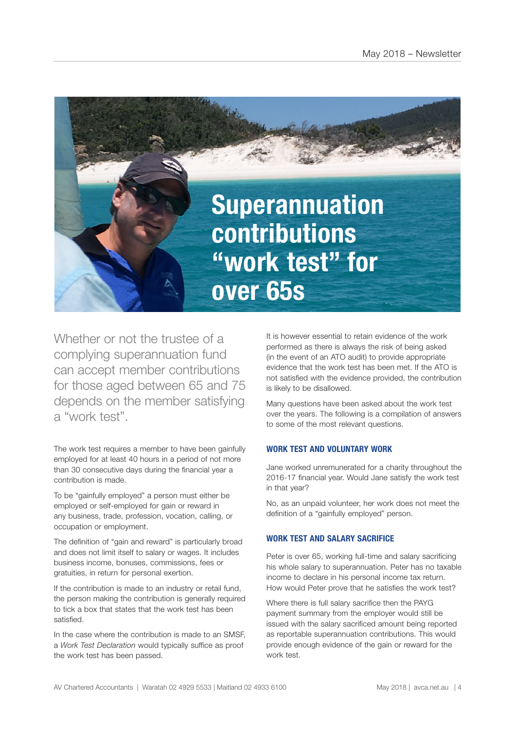# Superannuation contributions "work test" for over 65s

Whether or not the trustee of a complying superannuation fund can accept member contributions for those aged between 65 and 75 depends on the member satisfying a "work test".

The work test requires a member to have been gainfully employed for at least 40 hours in a period of not more than 30 consecutive days during the financial year a contribution is made.

To be "gainfully employed" a person must either be employed or self-employed for gain or reward in any business, trade, profession, vocation, calling, or occupation or employment.

The definition of "gain and reward" is particularly broad and does not limit itself to salary or wages. It includes business income, bonuses, commissions, fees or gratuities, in return for personal exertion.

If the contribution is made to an industry or retail fund, the person making the contribution is generally required to tick a box that states that the work test has been satisfied.

In the case where the contribution is made to an SMSF, a *Work Test Declaration* would typically suffice as proof the work test has been passed.

It is however essential to retain evidence of the work performed as there is always the risk of being asked (in the event of an ATO audit) to provide appropriate evidence that the work test has been met. If the ATO is not satisfied with the evidence provided, the contribution is likely to be disallowed.

Many questions have been asked about the work test over the years. The following is a compilation of answers to some of the most relevant questions.

## WORK TEST AND VOLUNTARY WORK

Jane worked unremunerated for a charity throughout the 2016-17 financial year. Would Jane satisfy the work test in that year?

No, as an unpaid volunteer, her work does not meet the definition of a "gainfully employed" person.

## WORK TEST AND SALARY SACRIFICE

Peter is over 65, working full-time and salary sacrificing his whole salary to superannuation. Peter has no taxable income to declare in his personal income tax return. How would Peter prove that he satisfies the work test?

Where there is full salary sacrifice then the PAYG payment summary from the employer would still be issued with the salary sacrificed amount being reported as reportable superannuation contributions. This would provide enough evidence of the gain or reward for the work test.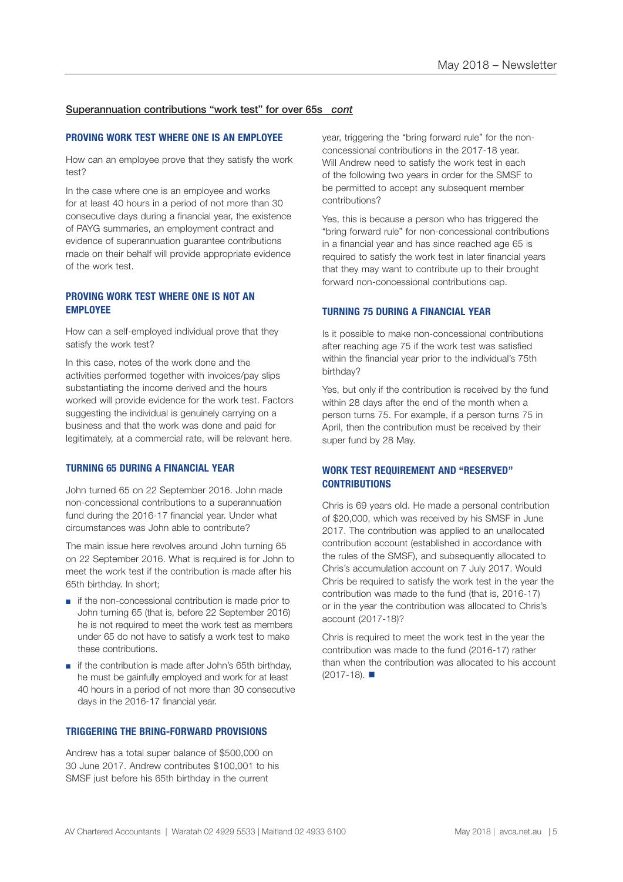Superannuation contributions "work test" for over 65s *cont*

### PROVING WORK TEST WHERE ONE IS AN EMPLOYEE

How can an employee prove that they satisfy the work test?

In the case where one is an employee and works for at least 40 hours in a period of not more than 30 consecutive days during a financial year, the existence of PAYG summaries, an employment contract and evidence of superannuation guarantee contributions made on their behalf will provide appropriate evidence of the work test.

### PROVING WORK TEST WHERE ONE IS NOT AN EMPLOYEE

How can a self-employed individual prove that they satisfy the work test?

In this case, notes of the work done and the activities performed together with invoices/pay slips substantiating the income derived and the hours worked will provide evidence for the work test. Factors suggesting the individual is genuinely carrying on a business and that the work was done and paid for legitimately, at a commercial rate, will be relevant here.

### TURNING 65 DURING A FINANCIAL YEAR

John turned 65 on 22 September 2016. John made non-concessional contributions to a superannuation fund during the 2016-17 financial year. Under what circumstances was John able to contribute?

The main issue here revolves around John turning 65 on 22 September 2016. What is required is for John to meet the work test if the contribution is made after his 65th birthday. In short;

- if the non-concessional contribution is made prior to John turning 65 (that is, before 22 September 2016) he is not required to meet the work test as members under 65 do not have to satisfy a work test to make these contributions.
- if the contribution is made after John's 65th birthday, he must be gainfully employed and work for at least 40 hours in a period of not more than 30 consecutive days in the 2016-17 financial year.

### TRIGGERING THE BRING-FORWARD PROVISIONS

Andrew has a total super balance of $500,000 on 30 June 2017. Andrew contributes $100,001 to his SMSF just before his 65th birthday in the current year, triggering the "bring forward rule" for the non-concessional contributions in the 2017-18 year. Will Andrew need to satisfy the work test in each of the following two years in order for the SMSF to be permitted to accept any subsequent member contributions?

Yes, this is because a person who has triggered the "bring forward rule" for non-concessional contributions in a financial year and has since reached age 65 is required to satisfy the work test in later financial years that they may want to contribute up to their brought forward non-concessional contributions cap.

### TURNING 75 DURING A FINANCIAL YEAR

Is it possible to make non-concessional contributions after reaching age 75 if the work test was satisfied within the financial year prior to the individual's 75th birthday?

Yes, but only if the contribution is received by the fund within 28 days after the end of the month when a person turns 75. For example, if a person turns 75 in April, then the contribution must be received by their super fund by 28 May.

### WORK TEST REQUIREMENT AND "RESERVED" CONTRIBUTIONS

Chris is 69 years old. He made a personal contribution of $20,000, which was received by his SMSF in June 2017. The contribution was applied to an unallocated contribution account (established in accordance with the rules of the SMSF), and subsequently allocated to Chris's accumulation account on 7 July 2017. Would Chris be required to satisfy the work test in the year the contribution was made to the fund (that is, 2016-17) or in the year the contribution was allocated to Chris's account (2017-18)?

Chris is required to meet the work test in the year the contribution was made to the fund (2016-17) rather than when the contribution was allocated to his account (2017-18). ■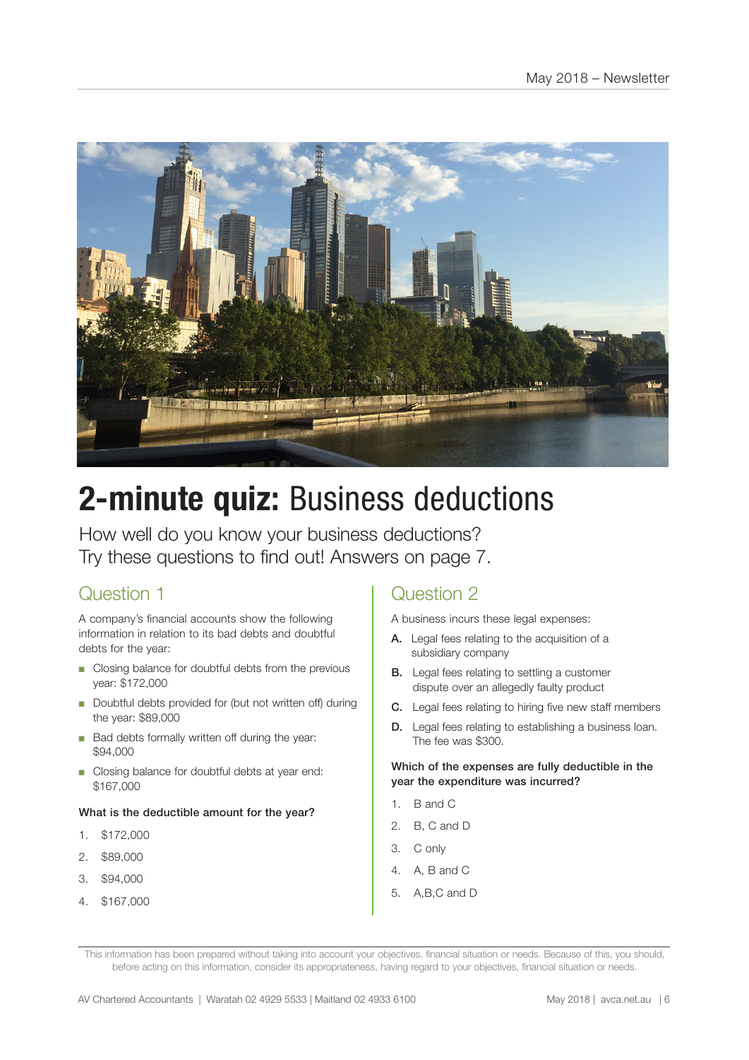# **2-minute quiz:** Business deductions

How well do you know your business deductions?
Try these questions to find out! Answers on page 7.

## Question 1

A company's financial accounts show the following information in relation to its bad debts and doubtful debts for the year:

- Closing balance for doubtful debts from the previous year: $172,000
- Doubtful debts provided for (but not written off) during the year: $89,000
- Bad debts formally written off during the year: $94,000
- Closing balance for doubtful debts at year end: $167,000

**What is the deductible amount for the year?**

1. $172,000
2. $89,000
3. $94,000
4. $167,000

## Question 2

A business incurs these legal expenses:

**A.** Legal fees relating to the acquisition of a subsidiary company

**B.** Legal fees relating to settling a customer dispute over an allegedly faulty product

**C.** Legal fees relating to hiring five new staff members

**D.** Legal fees relating to establishing a business loan. The fee was $300.

**Which of the expenses are fully deductible in the year the expenditure was incurred?**

1. B and C
2. B, C and D
3. C only
4. A, B and C
5. A,B,C and D

This information has been prepared without taking into account your objectives, financial situation or needs. Because of this, you should, before acting on this information, consider its appropriateness, having regard to your objectives, financial situation or needs.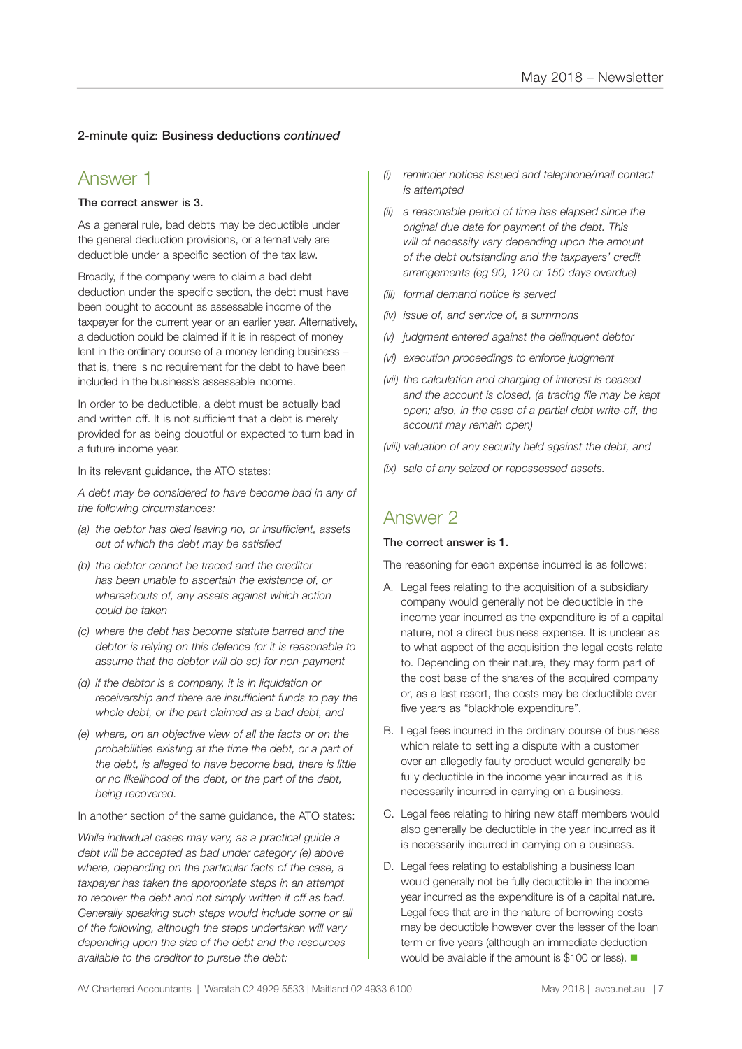**2-minute quiz: Business deductions *continued***

## Answer 1

**The correct answer is 3.**

As a general rule, bad debts may be deductible under the general deduction provisions, or alternatively are deductible under a specific section of the tax law.

Broadly, if the company were to claim a bad debt deduction under the specific section, the debt must have been bought to account as assessable income of the taxpayer for the current year or an earlier year. Alternatively, a deduction could be claimed if it is in respect of money lent in the ordinary course of a money lending business – that is, there is no requirement for the debt to have been included in the business's assessable income.

In order to be deductible, a debt must be actually bad and written off. It is not sufficient that a debt is merely provided for as being doubtful or expected to turn bad in a future income year.

In its relevant guidance, the ATO states:

*A debt may be considered to have become bad in any of the following circumstances:*

- *(a) the debtor has died leaving no, or insufficient, assets out of which the debt may be satisfied*
- *(b) the debtor cannot be traced and the creditor has been unable to ascertain the existence of, or whereabouts of, any assets against which action could be taken*
- *(c) where the debt has become statute barred and the debtor is relying on this defence (or it is reasonable to assume that the debtor will do so) for non-payment*
- *(d) if the debtor is a company, it is in liquidation or receivership and there are insufficient funds to pay the whole debt, or the part claimed as a bad debt, and*
- *(e) where, on an objective view of all the facts or on the probabilities existing at the time the debt, or a part of the debt, is alleged to have become bad, there is little or no likelihood of the debt, or the part of the debt, being recovered.*

In another section of the same guidance, the ATO states:

*While individual cases may vary, as a practical guide a debt will be accepted as bad under category (e) above where, depending on the particular facts of the case, a taxpayer has taken the appropriate steps in an attempt to recover the debt and not simply written it off as bad. Generally speaking such steps would include some or all of the following, although the steps undertaken will vary depending upon the size of the debt and the resources available to the creditor to pursue the debt:*

- *(i) reminder notices issued and telephone/mail contact is attempted*
- *(ii) a reasonable period of time has elapsed since the original due date for payment of the debt. This will of necessity vary depending upon the amount of the debt outstanding and the taxpayers' credit arrangements (eg 90, 120 or 150 days overdue)*
- *(iii) formal demand notice is served*
- *(iv) issue of, and service of, a summons*
- *(v) judgment entered against the delinquent debtor*
- *(vi) execution proceedings to enforce judgment*
- *(vii) the calculation and charging of interest is ceased and the account is closed, (a tracing file may be kept open; also, in the case of a partial debt write-off, the account may remain open)*
- *(viii) valuation of any security held against the debt, and*
- *(ix) sale of any seized or repossessed assets.*

## Answer 2

**The correct answer is 1.**

The reasoning for each expense incurred is as follows:

A. Legal fees relating to the acquisition of a subsidiary company would generally not be deductible in the income year incurred as the expenditure is of a capital nature, not a direct business expense. It is unclear as to what aspect of the acquisition the legal costs relate to. Depending on their nature, they may form part of the cost base of the shares of the acquired company or, as a last resort, the costs may be deductible over five years as "blackhole expenditure".

B. Legal fees incurred in the ordinary course of business which relate to settling a dispute with a customer over an allegedly faulty product would generally be fully deductible in the income year incurred as it is necessarily incurred in carrying on a business.

C. Legal fees relating to hiring new staff members would also generally be deductible in the year incurred as it is necessarily incurred in carrying on a business.

D. Legal fees relating to establishing a business loan would generally not be fully deductible in the income year incurred as the expenditure is of a capital nature. Legal fees that are in the nature of borrowing costs may be deductible however over the lesser of the loan term or five years (although an immediate deduction would be available if the amount is $100 or less). ■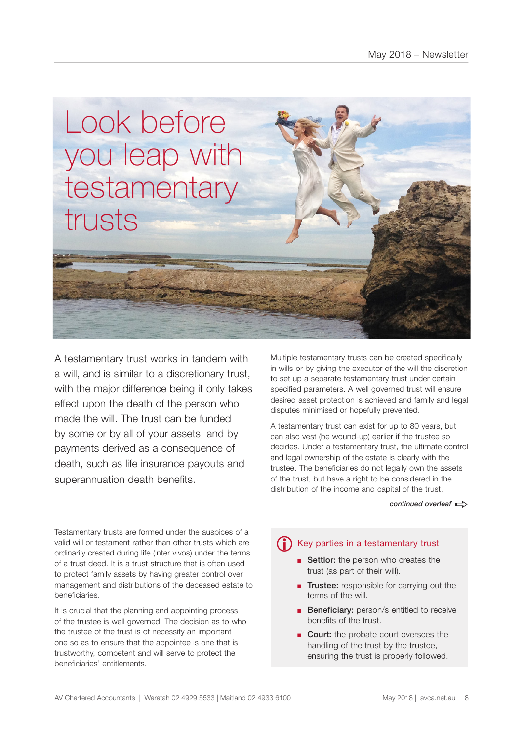# Look before you leap with testamentary trusts

A testamentary trust works in tandem with a will, and is similar to a discretionary trust, with the major difference being it only takes effect upon the death of the person who made the will. The trust can be funded by some or by all of your assets, and by payments derived as a consequence of death, such as life insurance payouts and superannuation death benefits.

Multiple testamentary trusts can be created specifically in wills or by giving the executor of the will the discretion to set up a separate testamentary trust under certain specified parameters. A well governed trust will ensure desired asset protection is achieved and family and legal disputes minimised or hopefully prevented.

A testamentary trust can exist for up to 80 years, but can also vest (be wound-up) earlier if the trustee so decides. Under a testamentary trust, the ultimate control and legal ownership of the estate is clearly with the trustee. The beneficiaries do not legally own the assets of the trust, but have a right to be considered in the distribution of the income and capital of the trust.

*continued overleaf*

Testamentary trusts are formed under the auspices of a valid will or testament rather than other trusts which are ordinarily created during life (inter vivos) under the terms of a trust deed. It is a trust structure that is often used to protect family assets by having greater control over management and distributions of the deceased estate to beneficiaries.

It is crucial that the planning and appointing process of the trustee is well governed. The decision as to who the trustee of the trust is of necessity an important one so as to ensure that the appointee is one that is trustworthy, competent and will serve to protect the beneficiaries' entitlements.

## Key parties in a testamentary trust

- **Settlor:** the person who creates the trust (as part of their will).
- **Trustee:** responsible for carrying out the terms of the will.
- **Beneficiary:** person/s entitled to receive benefits of the trust.
- **Court:** the probate court oversees the handling of the trust by the trustee, ensuring the trust is properly followed.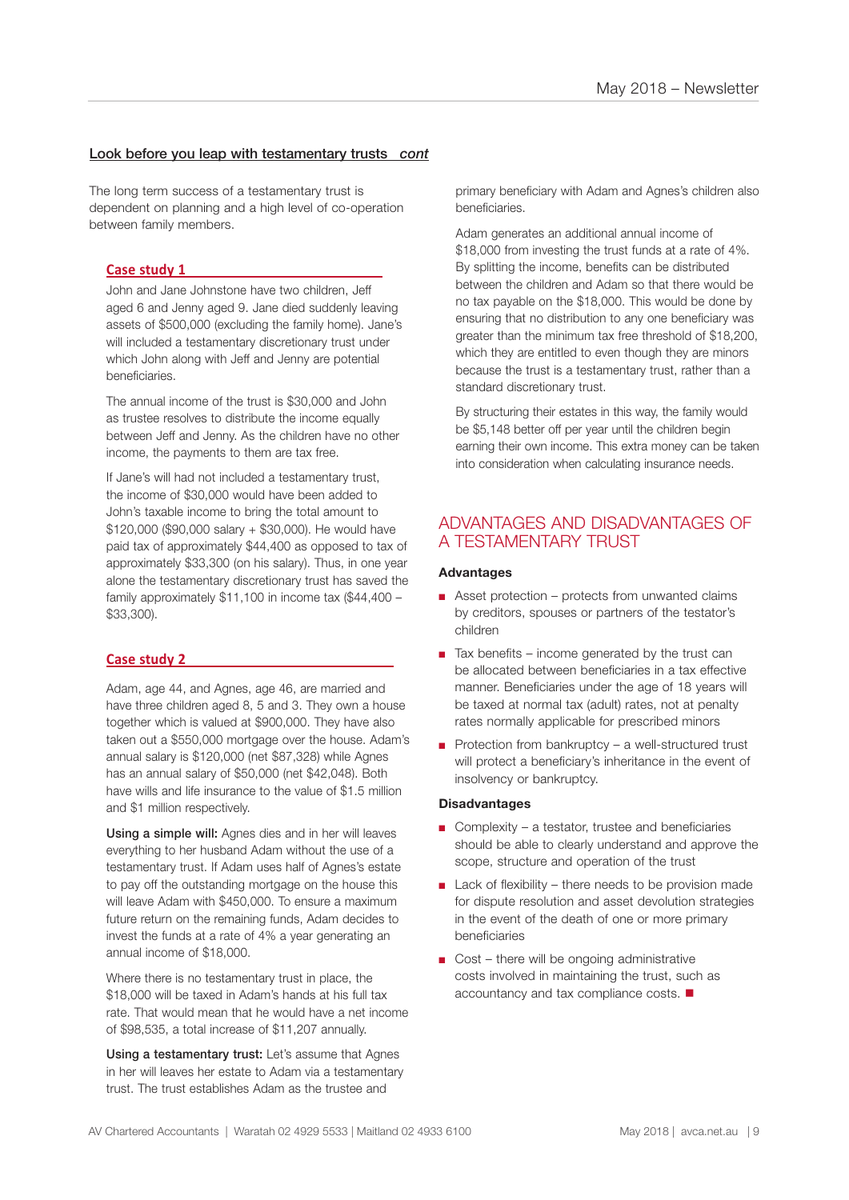## Look before you leap with testamentary trusts *cont*

The long term success of a testamentary trust is dependent on planning and a high level of co-operation between family members.

### Case study 1

John and Jane Johnstone have two children, Jeff aged 6 and Jenny aged 9. Jane died suddenly leaving assets of $500,000 (excluding the family home). Jane's will included a testamentary discretionary trust under which John along with Jeff and Jenny are potential beneficiaries.

The annual income of the trust is $30,000 and John as trustee resolves to distribute the income equally between Jeff and Jenny. As the children have no other income, the payments to them are tax free.

If Jane's will had not included a testamentary trust, the income of $30,000 would have been added to John's taxable income to bring the total amount to $120,000 ($90,000 salary + $30,000). He would have paid tax of approximately $44,400 as opposed to tax of approximately $33,300 (on his salary). Thus, in one year alone the testamentary discretionary trust has saved the family approximately $11,100 in income tax ($44,400 – $33,300).

### Case study 2

Adam, age 44, and Agnes, age 46, are married and have three children aged 8, 5 and 3. They own a house together which is valued at $900,000. They have also taken out a $550,000 mortgage over the house. Adam's annual salary is $120,000 (net $87,328) while Agnes has an annual salary of $50,000 (net $42,048). Both have wills and life insurance to the value of $1.5 million and $1 million respectively.

**Using a simple will:** Agnes dies and in her will leaves everything to her husband Adam without the use of a testamentary trust. If Adam uses half of Agnes's estate to pay off the outstanding mortgage on the house this will leave Adam with $450,000. To ensure a maximum future return on the remaining funds, Adam decides to invest the funds at a rate of 4% a year generating an annual income of $18,000.

Where there is no testamentary trust in place, the $18,000 will be taxed in Adam's hands at his full tax rate. That would mean that he would have a net income of $98,535, a total increase of $11,207 annually.

**Using a testamentary trust:** Let's assume that Agnes in her will leaves her estate to Adam via a testamentary trust. The trust establishes Adam as the trustee and primary beneficiary with Adam and Agnes's children also beneficiaries.

Adam generates an additional annual income of $18,000 from investing the trust funds at a rate of 4%. By splitting the income, benefits can be distributed between the children and Adam so that there would be no tax payable on the $18,000. This would be done by ensuring that no distribution to any one beneficiary was greater than the minimum tax free threshold of $18,200, which they are entitled to even though they are minors because the trust is a testamentary trust, rather than a standard discretionary trust.

By structuring their estates in this way, the family would be $5,148 better off per year until the children begin earning their own income. This extra money can be taken into consideration when calculating insurance needs.

## ADVANTAGES AND DISADVANTAGES OF A TESTAMENTARY TRUST

**Advantages**

- Asset protection – protects from unwanted claims by creditors, spouses or partners of the testator's children
- Tax benefits – income generated by the trust can be allocated between beneficiaries in a tax effective manner. Beneficiaries under the age of 18 years will be taxed at normal tax (adult) rates, not at penalty rates normally applicable for prescribed minors
- Protection from bankruptcy – a well-structured trust will protect a beneficiary's inheritance in the event of insolvency or bankruptcy.

**Disadvantages**

- Complexity – a testator, trustee and beneficiaries should be able to clearly understand and approve the scope, structure and operation of the trust
- Lack of flexibility – there needs to be provision made for dispute resolution and asset devolution strategies in the event of the death of one or more primary beneficiaries
- Cost – there will be ongoing administrative costs involved in maintaining the trust, such as accountancy and tax compliance costs. ■